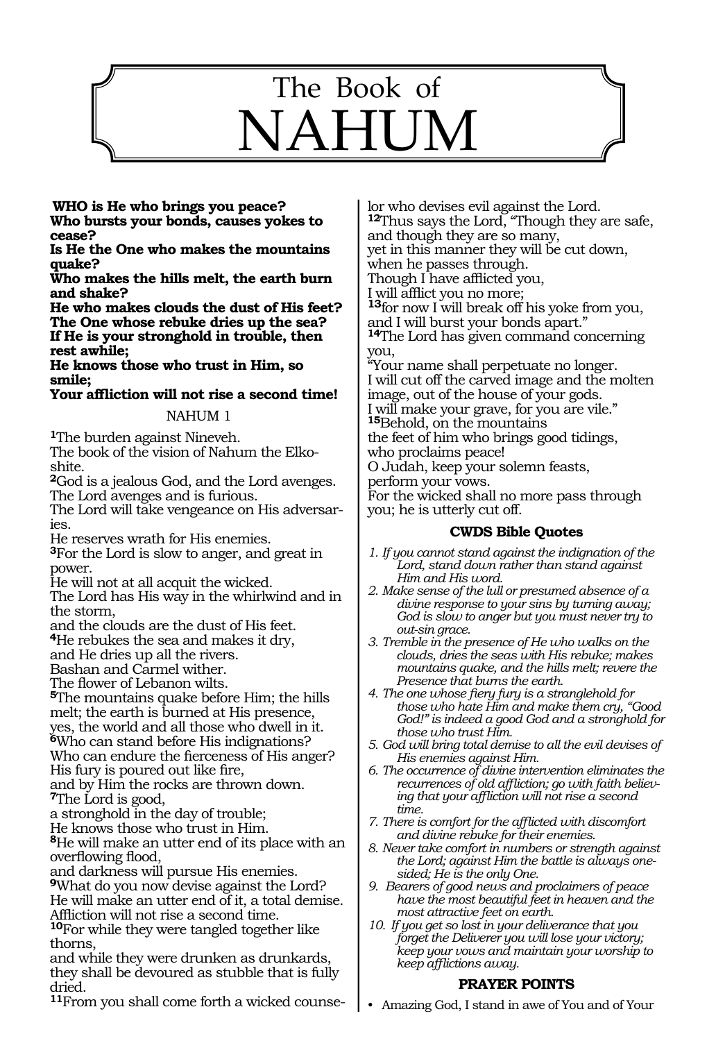# The Book of NAHUM

**WHO is He who brings you peace?**
**Who bursts your bonds, causes yokes to cease?**
**Is He the One who makes the mountains quake?**
**Who makes the hills melt, the earth burn and shake?**
**He who makes clouds the dust of His feet?**
**The One whose rebuke dries up the sea?**
**If He is your stronghold in trouble, then rest awhile;**
**He knows those who trust in Him, so smile;**
**Your affliction will not rise a second time!**

## NAHUM 1

[1]The burden against Nineveh.
The book of the vision of Nahum the Elkoshite.
[2]God is a jealous God, and the Lord avenges.
The Lord avenges and is furious.
The Lord will take vengeance on His adversaries.
He reserves wrath for His enemies.
[3]For the Lord is slow to anger, and great in power.
He will not at all acquit the wicked.
The Lord has His way in the whirlwind and in the storm,
and the clouds are the dust of His feet.
[4]He rebukes the sea and makes it dry,
and He dries up all the rivers.
Bashan and Carmel wither.
The flower of Lebanon wilts.
[5]The mountains quake before Him; the hills melt; the earth is burned at His presence,
yes, the world and all those who dwell in it.
[6]Who can stand before His indignations?
Who can endure the fierceness of His anger?
His fury is poured out like fire,
and by Him the rocks are thrown down.
[7]The Lord is good,
a stronghold in the day of trouble;
He knows those who trust in Him.
[8]He will make an utter end of its place with an overflowing flood,
and darkness will pursue His enemies.
[9]What do you now devise against the Lord?
He will make an utter end of it, a total demise.
Affliction will not rise a second time.
[10]For while they were tangled together like thorns,
and while they were drunken as drunkards,
they shall be devoured as stubble that is fully dried.
[11]From you shall come forth a wicked counselor who devises evil against the Lord.
[12]Thus says the Lord, "Though they are safe, and though they are so many,
yet in this manner they will be cut down,
when he passes through.
Though I have afflicted you,
I will afflict you no more;
[13]for now I will break off his yoke from you,
and I will burst your bonds apart."
[14]The Lord has given command concerning you,
"Your name shall perpetuate no longer.
I will cut off the carved image and the molten image, out of the house of your gods.
I will make your grave, for you are vile."
[15]Behold, on the mountains
the feet of him who brings good tidings,
who proclaims peace!
O Judah, keep your solemn feasts,
perform your vows.
For the wicked shall no more pass through you; he is utterly cut off.

### CWDS Bible Quotes

*1. If you cannot stand against the indignation of the Lord, stand down rather than stand against Him and His word.*
*2. Make sense of the lull or presumed absence of a divine response to your sins by turning away; God is slow to anger but you must never try to out-sin grace.*
*3. Tremble in the presence of He who walks on the clouds, dries the seas with His rebuke; makes mountains quake, and the hills melt; revere the Presence that burns the earth.*
*4. The one whose fiery fury is a stranglehold for those who hate Him and make them cry, "Good God!" is indeed a good God and a stronghold for those who trust Him.*
*5. God will bring total demise to all the evil devises of His enemies against Him.*
*6. The occurrence of divine intervention eliminates the recurrences of old affliction; go with faith believing that your affliction will not rise a second time.*
*7. There is comfort for the afflicted with discomfort and divine rebuke for their enemies.*
*8. Never take comfort in numbers or strength against the Lord; against Him the battle is always one-sided; He is the only One.*
*9. Bearers of good news and proclaimers of peace have the most beautiful feet in heaven and the most attractive feet on earth.*
*10. If you get so lost in your deliverance that you forget the Deliverer you will lose your victory; keep your vows and maintain your worship to keep afflictions away.*

### PRAYER POINTS

- Amazing God, I stand in awe of You and of Your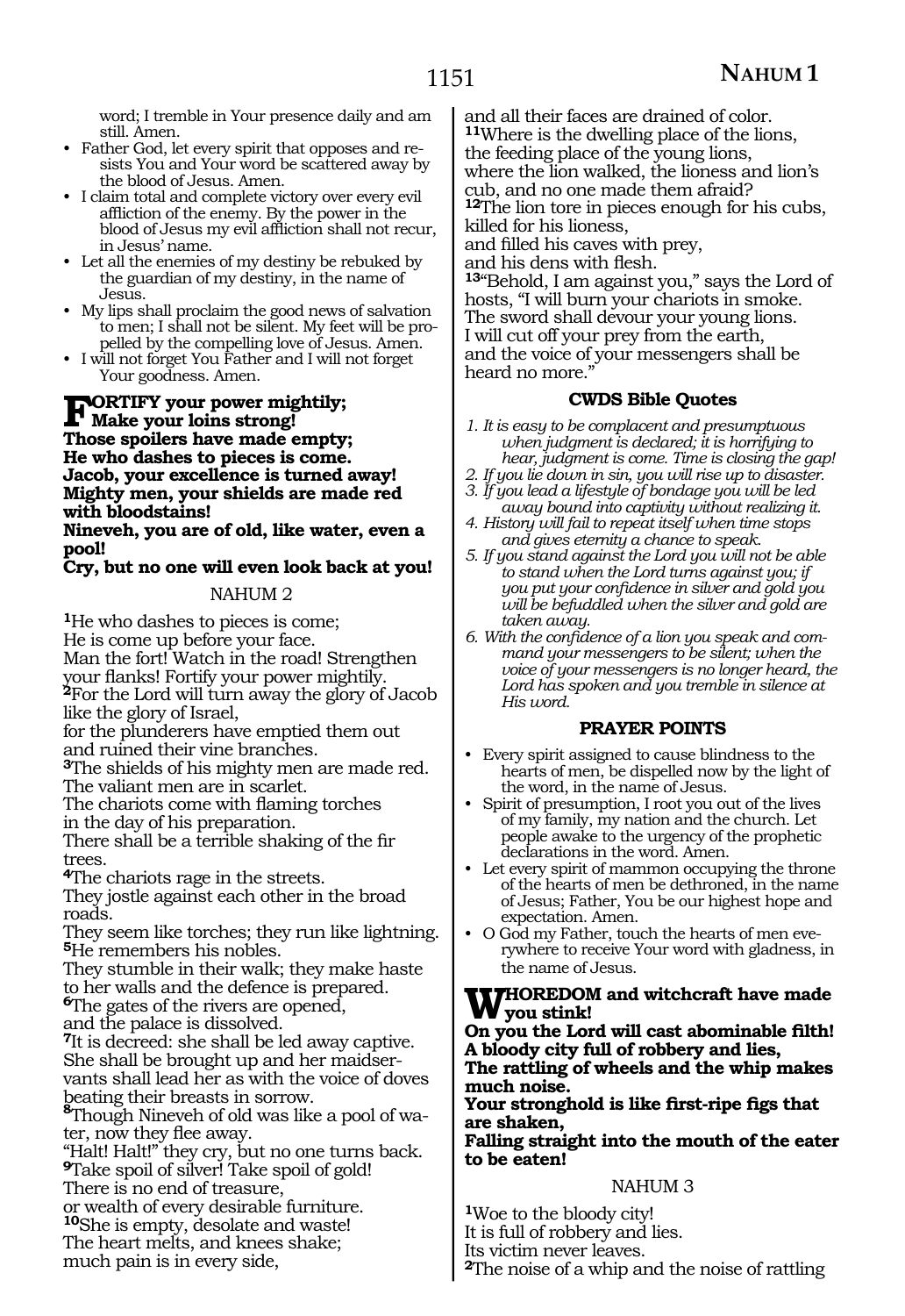word; I tremble in Your presence daily and am still. Amen.

- Father God, let every spirit that opposes and resists You and Your word be scattered away by the blood of Jesus. Amen.
- I claim total and complete victory over every evil affliction of the enemy. By the power in the blood of Jesus my evil affliction shall not recur, in Jesus' name.
- Let all the enemies of my destiny be rebuked by the guardian of my destiny, in the name of Jesus.
- My lips shall proclaim the good news of salvation to men; I shall not be silent. My feet will be propelled by the compelling love of Jesus. Amen.
- I will not forget You Father and I will not forget Your goodness. Amen.

**FORTIFY your power mightily;**
**Make your loins strong!**
**Those spoilers have made empty;**
**He who dashes to pieces is come.**
**Jacob, your excellence is turned away!**
**Mighty men, your shields are made red with bloodstains!**
**Nineveh, you are of old, like water, even a pool!**
**Cry, but no one will even look back at you!**

NAHUM 2

[1]He who dashes to pieces is come;
He is come up before your face.
Man the fort! Watch in the road! Strengthen your flanks! Fortify your power mightily.
[2]For the Lord will turn away the glory of Jacob like the glory of Israel,
for the plunderers have emptied them out and ruined their vine branches.
[3]The shields of his mighty men are made red.
The valiant men are in scarlet.
The chariots come with flaming torches in the day of his preparation.
There shall be a terrible shaking of the fir trees.
[4]The chariots rage in the streets.
They jostle against each other in the broad roads.
They seem like torches; they run like lightning.
[5]He remembers his nobles.
They stumble in their walk; they make haste to her walls and the defence is prepared.
[6]The gates of the rivers are opened,
and the palace is dissolved.
[7]It is decreed: she shall be led away captive.
She shall be brought up and her maidservants shall lead her as with the voice of doves beating their breasts in sorrow.
[8]Though Nineveh of old was like a pool of water, now they flee away.
"Halt! Halt!" they cry, but no one turns back.
[9]Take spoil of silver! Take spoil of gold!
There is no end of treasure,
or wealth of every desirable furniture.
[10]She is empty, desolate and waste!
The heart melts, and knees shake;
much pain is in every side,
and all their faces are drained of color.
[11]Where is the dwelling place of the lions,
the feeding place of the young lions,
where the lion walked, the lioness and lion's cub, and no one made them afraid?
[12]The lion tore in pieces enough for his cubs,
killed for his lioness,
and filled his caves with prey,
and his dens with flesh.
[13]"Behold, I am against you," says the Lord of hosts, "I will burn your chariots in smoke.
The sword shall devour your young lions.
I will cut off your prey from the earth,
and the voice of your messengers shall be heard no more."

### CWDS Bible Quotes

1. *It is easy to be complacent and presumptuous when judgment is declared; it is horrifying to hear, judgment is come. Time is closing the gap!*
2. *If you lie down in sin, you will rise up to disaster.*
3. *If you lead a lifestyle of bondage you will be led away bound into captivity without realizing it.*
4. *History will fail to repeat itself when time stops and gives eternity a chance to speak.*
5. *If you stand against the Lord you will not be able to stand when the Lord turns against you; if you put your confidence in silver and gold you will be befuddled when the silver and gold are taken away.*
6. *With the confidence of a lion you speak and command your messengers to be silent; when the voice of your messengers is no longer heard, the Lord has spoken and you tremble in silence at His word.*

### PRAYER POINTS

- Every spirit assigned to cause blindness to the hearts of men, be dispelled now by the light of the word, in the name of Jesus.
- Spirit of presumption, I root you out of the lives of my family, my nation and the church. Let people awake to the urgency of the prophetic declarations in the word. Amen.
- Let every spirit of mammon occupying the throne of the hearts of men be dethroned, in the name of Jesus; Father, You be our highest hope and expectation. Amen.
- O God my Father, touch the hearts of men everywhere to receive Your word with gladness, in the name of Jesus.

**WHOREDOM and witchcraft have made you stink!**
**On you the Lord will cast abominable filth!**
**A bloody city full of robbery and lies,**
**The rattling of wheels and the whip makes much noise.**
**Your stronghold is like first-ripe figs that are shaken,**
**Falling straight into the mouth of the eater to be eaten!**

NAHUM 3

[1]Woe to the bloody city!
It is full of robbery and lies.
Its victim never leaves.
[2]The noise of a whip and the noise of rattling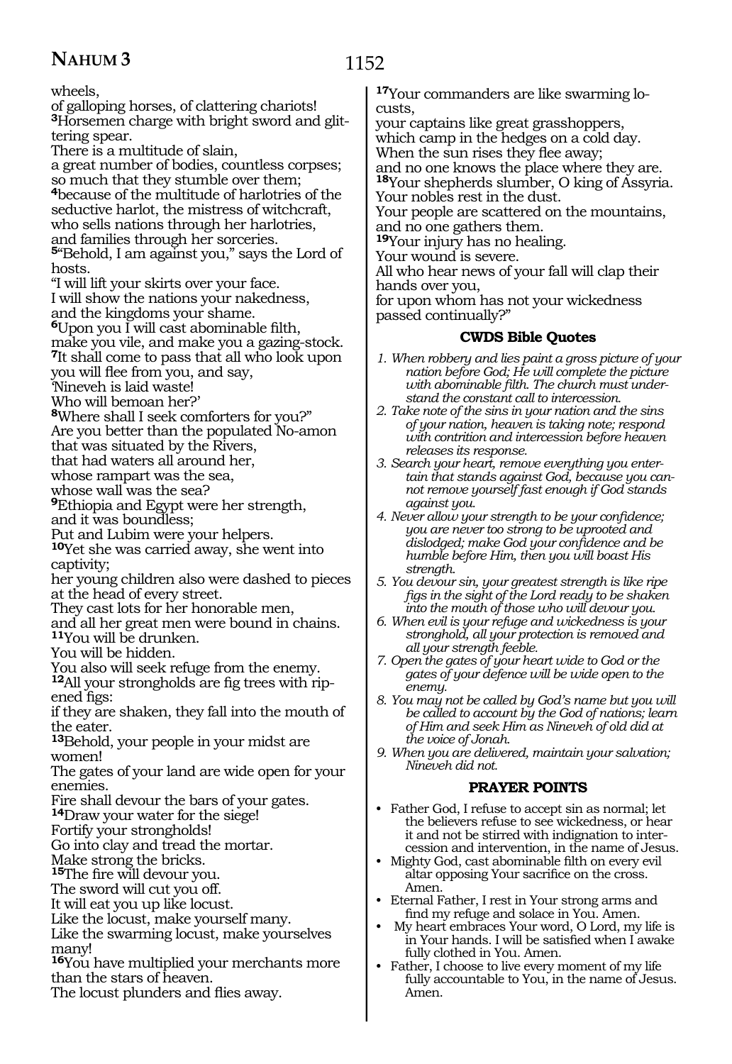wheels,
of galloping horses, of clattering chariots!
**3**Horsemen charge with bright sword and glittering spear.
There is a multitude of slain,
a great number of bodies, countless corpses;
so much that they stumble over them;
**4**because of the multitude of harlotries of the seductive harlot, the mistress of witchcraft,
who sells nations through her harlotries,
and families through her sorceries.
**5**"Behold, I am against you," says the Lord of hosts.
"I will lift your skirts over your face.
I will show the nations your nakedness,
and the kingdoms your shame.
**6**Upon you I will cast abominable filth,
make you vile, and make you a gazing-stock.
**7**It shall come to pass that all who look upon you will flee from you, and say,
'Nineveh is laid waste!
Who will bemoan her?'
**8**Where shall I seek comforters for you?"
Are you better than the populated No-amon
that was situated by the Rivers,
that had waters all around her,
whose rampart was the sea,
whose wall was the sea?
**9**Ethiopia and Egypt were her strength,
and it was boundless;
Put and Lubim were your helpers.
**10**Yet she was carried away, she went into captivity;
her young children also were dashed to pieces at the head of every street.
They cast lots for her honorable men,
and all her great men were bound in chains.
**11**You will be drunken.
You will be hidden.
You also will seek refuge from the enemy.
**12**All your strongholds are fig trees with ripened figs:
if they are shaken, they fall into the mouth of the eater.
**13**Behold, your people in your midst are women!
The gates of your land are wide open for your enemies.
Fire shall devour the bars of your gates.
**14**Draw your water for the siege!
Fortify your strongholds!
Go into clay and tread the mortar.
Make strong the bricks.
**15**The fire will devour you.
The sword will cut you off.
It will eat you up like locust.
Like the locust, make yourself many.
Like the swarming locust, make yourselves many!
**16**You have multiplied your merchants more than the stars of heaven.
The locust plunders and flies away.
**17**Your commanders are like swarming locusts,
your captains like great grasshoppers,
which camp in the hedges on a cold day.
When the sun rises they flee away;
and no one knows the place where they are.
**18**Your shepherds slumber, O king of Assyria.
Your nobles rest in the dust.
Your people are scattered on the mountains,
and no one gathers them.
**19**Your injury has no healing.
Your wound is severe.
All who hear news of your fall will clap their hands over you,
for upon whom has not your wickedness passed continually?"

## CWDS Bible Quotes

1. *When robbery and lies paint a gross picture of your nation before God; He will complete the picture with abominable filth. The church must understand the constant call to intercession.*
2. *Take note of the sins in your nation and the sins of your nation, heaven is taking note; respond with contrition and intercession before heaven releases its response.*
3. *Search your heart, remove everything you entertain that stands against God, because you cannot remove yourself fast enough if God stands against you.*
4. *Never allow your strength to be your confidence; you are never too strong to be uprooted and dislodged; make God your confidence and be humble before Him, then you will boast His strength.*
5. *You devour sin, your greatest strength is like ripe figs in the sight of the Lord ready to be shaken into the mouth of those who will devour you.*
6. *When evil is your refuge and wickedness is your stronghold, all your protection is removed and all your strength feeble.*
7. *Open the gates of your heart wide to God or the gates of your defence will be wide open to the enemy.*
8. *You may not be called by God's name but you will be called to account by the God of nations; learn of Him and seek Him as Nineveh of old did at the voice of Jonah.*
9. *When you are delivered, maintain your salvation; Nineveh did not.*

## PRAYER POINTS

- Father God, I refuse to accept sin as normal; let the believers refuse to see wickedness, or hear it and not be stirred with indignation to intercession and intervention, in the name of Jesus.
- Mighty God, cast abominable filth on every evil altar opposing Your sacrifice on the cross. Amen.
- Eternal Father, I rest in Your strong arms and find my refuge and solace in You. Amen.
- My heart embraces Your word, O Lord, my life is in Your hands. I will be satisfied when I awake fully clothed in You. Amen.
- Father, I choose to live every moment of my life fully accountable to You, in the name of Jesus. Amen.